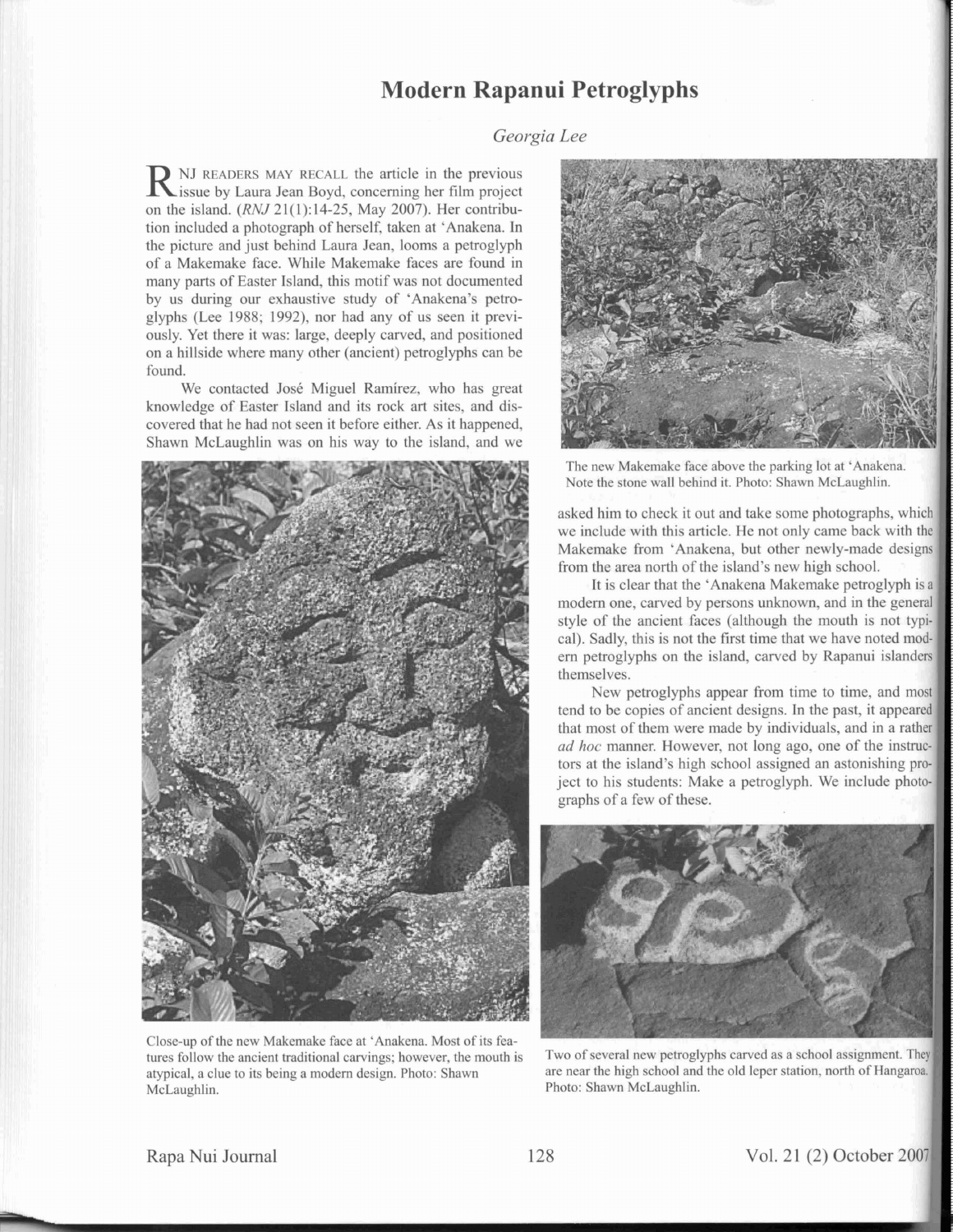# Modern Rapanui Petroglyphs

*Georgia Lee*

RNJ READERS MAY RECALL the article in the previous issue by Laura Jean Boyd, concerning her film project on the island. (*RNJ* 21(1):14-25, May 2007). Her contribution included a photograph of herself, taken at 'Anakena. In the picture and just behind Laura Jean, looms a petroglyph of a Makemake face. While Makemake faces are found in many parts of Easter Island, this motif was not documented by us during our exhaustive study of 'Anakena's petroglyphs (Lee 1988; 1992), nor had any of us seen it previously. Yet there it was: large, deeply carved, and positioned on a hillside where many other (ancient) petroglyphs can be found.

We contacted José Miguel Ramírez, who has great knowledge of Easter Island and its rock art sites, and discovered that he had not seen it before either. As it happened, Shawn McLaughlin was on his way to the island, and we asked him to check it out and take some photographs, which we include with this article. He not only came back with the Makemake from 'Anakena, but other newly-made designs from the area north of the island's new high school.

Close-up of the new Makemake face at 'Anakena. Most of its features follow the ancient traditional carvings; however, the mouth is atypical, a clue to its being a modern design. Photo: Shawn McLaughlin.

The new Makemake face above the parking lot at 'Anakena. Note the stone wall behind it. Photo: Shawn McLaughlin.

It is clear that the 'Anakena Makemake petroglyph is a modern one, carved by persons unknown, and in the general style of the ancient faces (although the mouth is not typical). Sadly, this is not the first time that we have noted modern petroglyphs on the island, carved by Rapanui islanders themselves.

New petroglyphs appear from time to time, and most tend to be copies of ancient designs. In the past, it appeared that most of them were made by individuals, and in a rather *ad hoc* manner. However, not long ago, one of the instructors at the island's high school assigned an astonishing project to his students: Make a petroglyph. We include photographs of a few of these.

Two of several new petroglyphs carved as a school assignment. They are near the high school and the old leper station, north of Hangaroa. Photo: Shawn McLaughlin.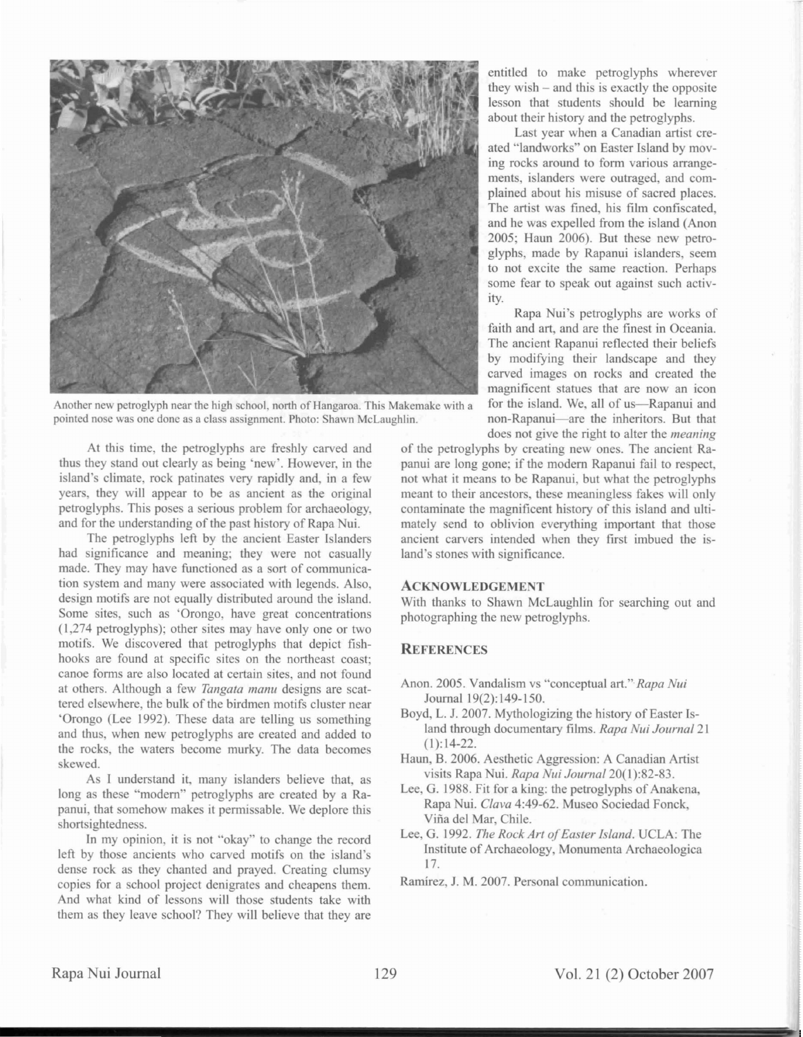Another new petroglyph near the high school, north of Hangaroa. This Makemake with a pointed nose was one done as a class assignment. Photo: Shawn McLaughlin.

At this time, the petroglyphs are freshly carved and thus they stand out clearly as being 'new'. However, in the island's climate, rock patinates very rapidly and, in a few years, they will appear to be as ancient as the original petroglyphs. This poses a serious problem for archaeology, and for the understanding of the past history of Rapa Nui.

The petroglyphs left by the ancient Easter Islanders had significance and meaning; they were not casually made. They may have functioned as a sort of communication system and many were associated with legends. Also, design motifs are not equally distributed around the island. Some sites, such as 'Orongo, have great concentrations (1,274 petroglyphs); other sites may have only one or two motifs. We discovered that petroglyphs that depict fishhooks are found at specific sites on the northeast coast; canoe forms are also located at certain sites, and not found at others. Although a few *Tangata manu* designs are scattered elsewhere, the bulk of the birdmen motifs cluster near 'Orongo (Lee 1992). These data are telling us something and thus, when new petroglyphs are created and added to the rocks, the waters become murky. The data becomes skewed.

As I understand it, many islanders believe that, as long as these "modern" petroglyphs are created by a Rapanui, that somehow makes it permissable. We deplore this shortsightedness.

In my opinion, it is not "okay" to change the record left by those ancients who carved motifs on the island's dense rock as they chanted and prayed. Creating clumsy copies for a school project denigrates and cheapens them. And what kind of lessons will those students take with them as they leave school? They will believe that they are entitled to make petroglyphs wherever they wish – and this is exactly the opposite lesson that students should be learning about their history and the petroglyphs.

Last year when a Canadian artist created "landworks" on Easter Island by moving rocks around to form various arrangements, islanders were outraged, and complained about his misuse of sacred places. The artist was fined, his film confiscated, and he was expelled from the island (Anon 2005; Haun 2006). But these new petroglyphs, made by Rapanui islanders, seem to not excite the same reaction. Perhaps some fear to speak out against such activity.

Rapa Nui's petroglyphs are works of faith and art, and are the finest in Oceania. The ancient Rapanui reflected their beliefs by modifying their landscape and they carved images on rocks and created the magnificent statues that are now an icon for the island. We, all of us—Rapanui and non-Rapanui—are the inheritors. But that does not give the right to alter the *meaning* of the petroglyphs by creating new ones. The ancient Rapanui are long gone; if the modern Rapanui fail to respect, not what it means to be Rapanui, but what the petroglyphs meant to their ancestors, these meaningless fakes will only contaminate the magnificent history of this island and ultimately send to oblivion everything important that those ancient carvers intended when they first imbued the island's stones with significance.

## Acknowledgement

With thanks to Shawn McLaughlin for searching out and photographing the new petroglyphs.

## References

Anon. 2005. Vandalism vs "conceptual art." *Rapa Nui* Journal 19(2):149-150.

Boyd, L. J. 2007. Mythologizing the history of Easter Island through documentary films. *Rapa Nui Journal* 21 (1):14-22.

Haun, B. 2006. Aesthetic Aggression: A Canadian Artist visits Rapa Nui. *Rapa Nui Journal* 20(1):82-83.

Lee, G. 1988. Fit for a king: the petroglyphs of Anakena, Rapa Nui. *Clava* 4:49-62. Museo Sociedad Fonck, Viña del Mar, Chile.

Lee, G. 1992. *The Rock Art of Easter Island*. UCLA: The Institute of Archaeology, Monumenta Archaeologica 17.

Ramírez, J. M. 2007. Personal communication.